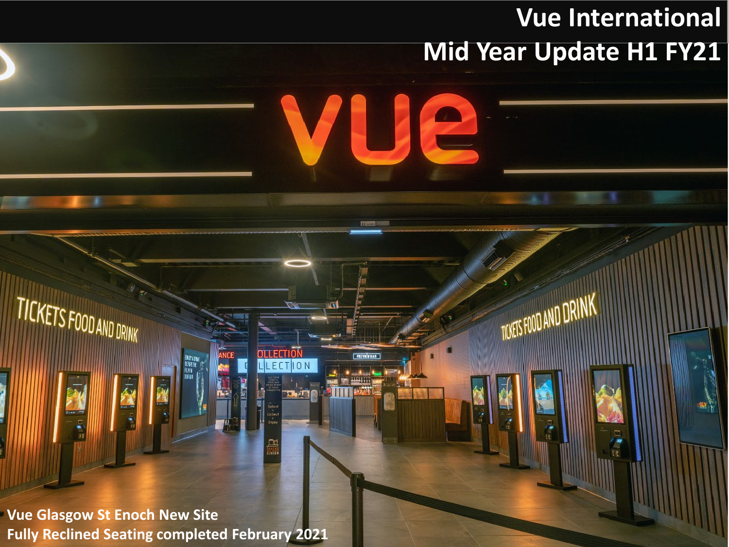# Vue International

## Mid Year Update H1 FY21

**Vue Glasgow St Enoch New Site**
**Fully Reclined Seating completed February 2021**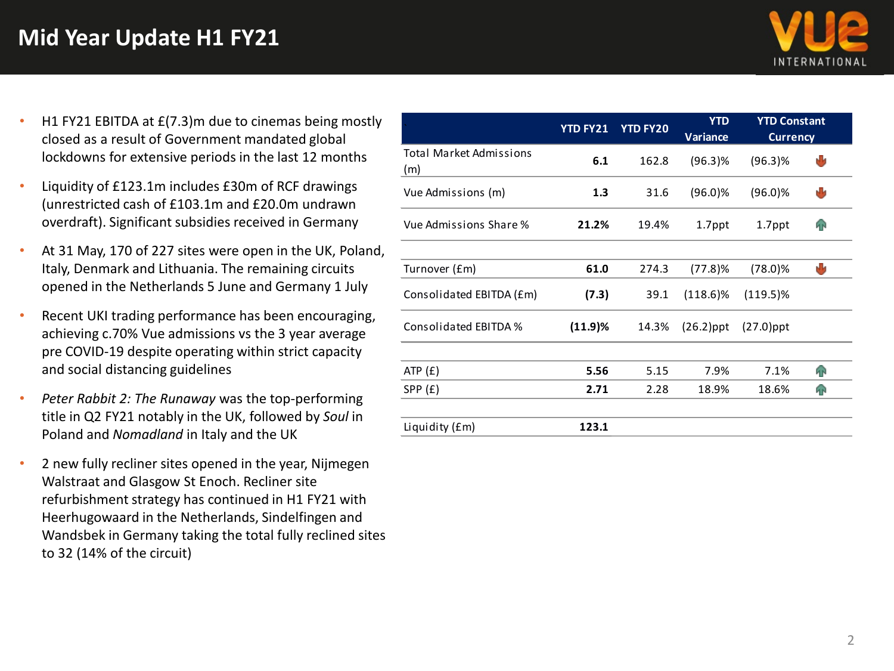# Mid Year Update H1 FY21

- H1 FY21 EBITDA at £(7.3)m due to cinemas being mostly closed as a result of Government mandated global lockdowns for extensive periods in the last 12 months
- Liquidity of £123.1m includes £30m of RCF drawings (unrestricted cash of £103.1m and £20.0m undrawn overdraft). Significant subsidies received in Germany
- At 31 May, 170 of 227 sites were open in the UK, Poland, Italy, Denmark and Lithuania. The remaining circuits opened in the Netherlands 5 June and Germany 1 July
- Recent UKI trading performance has been encouraging, achieving c.70% Vue admissions vs the 3 year average pre COVID-19 despite operating within strict capacity and social distancing guidelines
- *Peter Rabbit 2: The Runaway* was the top-performing title in Q2 FY21 notably in the UK, followed by *Soul* in Poland and *Nomadland* in Italy and the UK
- 2 new fully recliner sites opened in the year, Nijmegen Walstraat and Glasgow St Enoch. Recliner site refurbishment strategy has continued in H1 FY21 with Heerhugowaard in the Netherlands, Sindelfingen and Wandsbek in Germany taking the total fully reclined sites to 32 (14% of the circuit)

| | YTD FY21 | YTD FY20 | YTD Variance | YTD Constant Currency | |
|---|---|---|---|---|---|
| Total Market Admissions (m) | **6.1** | 162.8 | (96.3)% | (96.3)% | ↓ |
| Vue Admissions (m) | **1.3** | 31.6 | (96.0)% | (96.0)% | ↓ |
| Vue Admissions Share % | **21.2%** | 19.4% | 1.7ppt | 1.7ppt | ↑ |
| | | | | | |
| Turnover (£m) | **61.0** | 274.3 | (77.8)% | (78.0)% | ↓ |
| Consolidated EBITDA (£m) | **(7.3)** | 39.1 | (118.6)% | (119.5)% | |
| Consolidated EBITDA % | **(11.9)%** | 14.3% | (26.2)ppt | (27.0)ppt | |
| | | | | | |
| ATP (£) | **5.56** | 5.15 | 7.9% | 7.1% | ↑ |
| SPP (£) | **2.71** | 2.28 | 18.9% | 18.6% | ↑ |
| | | | | | |
| Liquidity (£m) | **123.1** | | | | |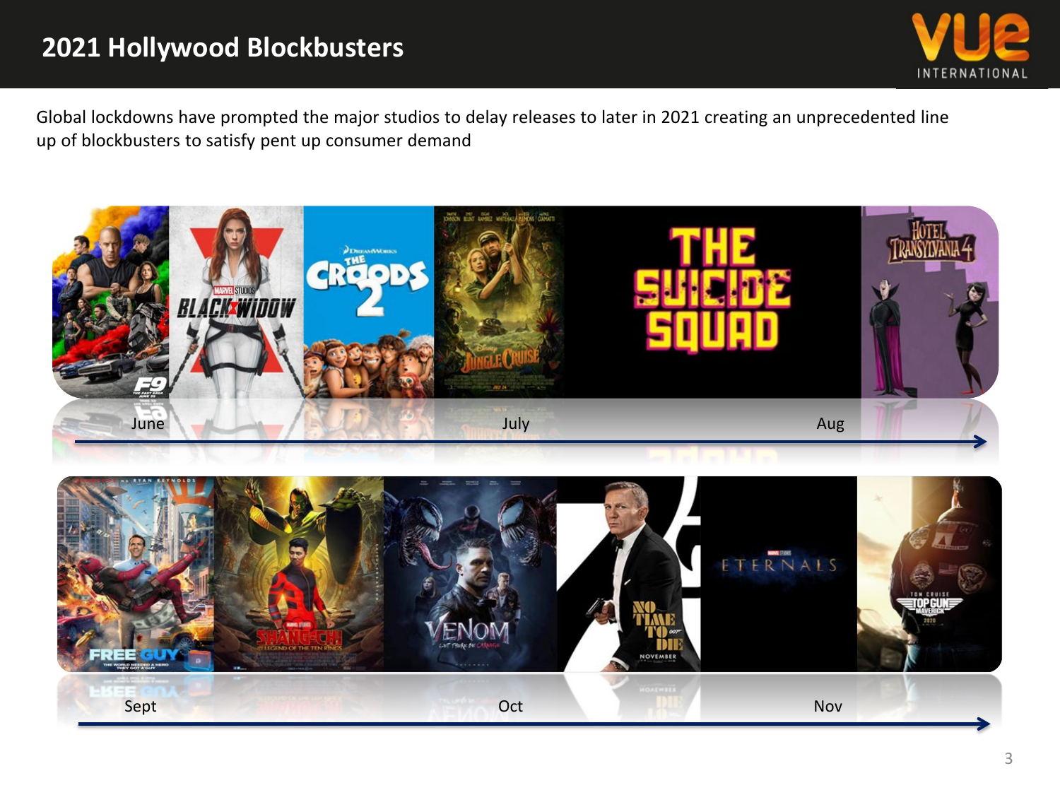# 2021 Hollywood Blockbusters

Global lockdowns have prompted the major studios to delay releases to later in 2021 creating an unprecedented line up of blockbusters to satisfy pent up consumer demand

June — July — Aug

Sept — Oct — Nov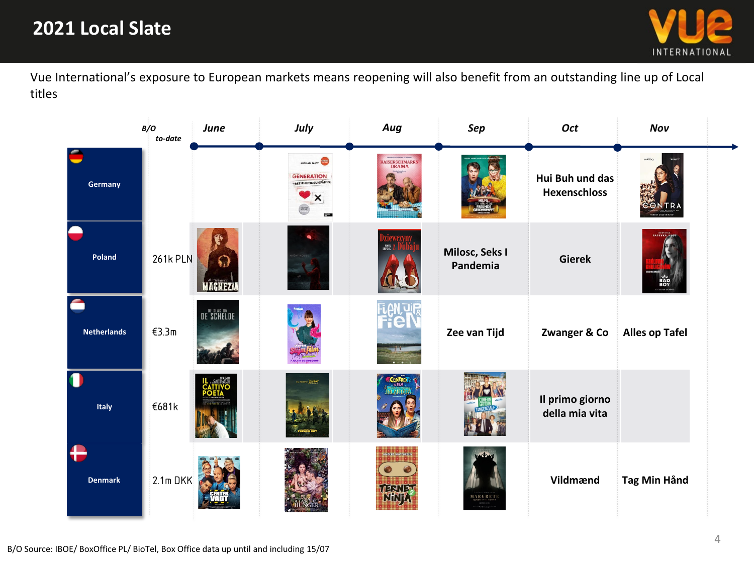# 2021 Local Slate

Vue International's exposure to European markets means reopening will also benefit from an outstanding line up of Local titles

| | B/O to-date | June | July | Aug | Sep | Oct | Nov |
|---|---|---|---|---|---|---|---|
| Germany | | | | | | Hui Buh und das Hexenschloss | |
| Poland | 261k PLN | | | | Milosc, Seks I Pandemia | Gierek | |
| Netherlands | €3.3m | | | | Zee van Tijd | Zwanger & Co | Alles op Tafel |
| Italy | €681k | | | | | Il primo giorno della mia vita | |
| Denmark | 2.1m DKK | | | | | Vildmænd | Tag Min Hånd |

B/O Source: IBOE/ BoxOffice PL/ BioTel, Box Office data up until and including 15/07